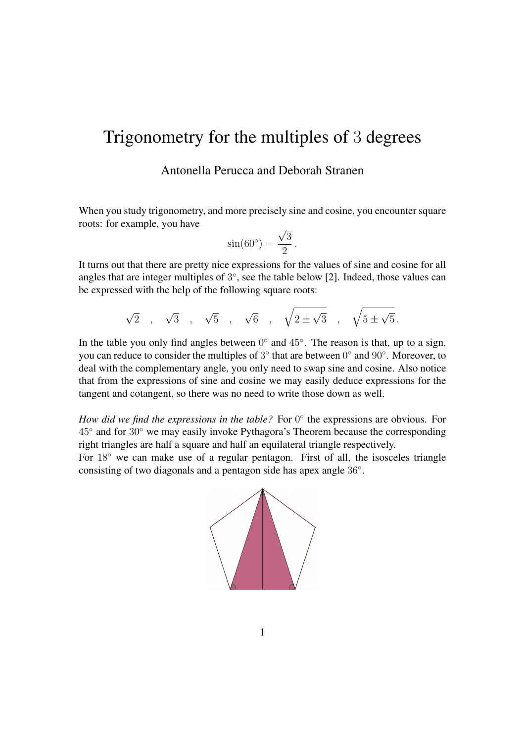# Trigonometry for the multiples of 3 degrees

Antonella Perucca and Deborah Stranen

When you study trigonometry, and more precisely sine and cosine, you encounter square roots: for example, you have

$$\sin(60^\circ) = \frac{\sqrt{3}}{2}\,.$$

It turns out that there are pretty nice expressions for the values of sine and cosine for all angles that are integer multiples of $3^\circ$, see the table below [2]. Indeed, those values can be expressed with the help of the following square roots:

$$\sqrt{2} \quad , \quad \sqrt{3} \quad , \quad \sqrt{5} \quad , \quad \sqrt{6} \quad , \quad \sqrt{2 \pm \sqrt{3}} \quad , \quad \sqrt{5 \pm \sqrt{5}}\,.$$

In the table you only find angles between $0^\circ$ and $45^\circ$. The reason is that, up to a sign, you can reduce to consider the multiples of $3^\circ$ that are between $0^\circ$ and $90^\circ$. Moreover, to deal with the complementary angle, you only need to swap sine and cosine. Also notice that from the expressions of sine and cosine we may easily deduce expressions for the tangent and cotangent, so there was no need to write those down as well.

*How did we find the expressions in the table?* For $0^\circ$ the expressions are obvious. For $45^\circ$ and for $30^\circ$ we may easily invoke Pythagora's Theorem because the corresponding right triangles are half a square and half an equilateral triangle respectively.
For $18^\circ$ we can make use of a regular pentagon. First of all, the isosceles triangle consisting of two diagonals and a pentagon side has apex angle $36^\circ$.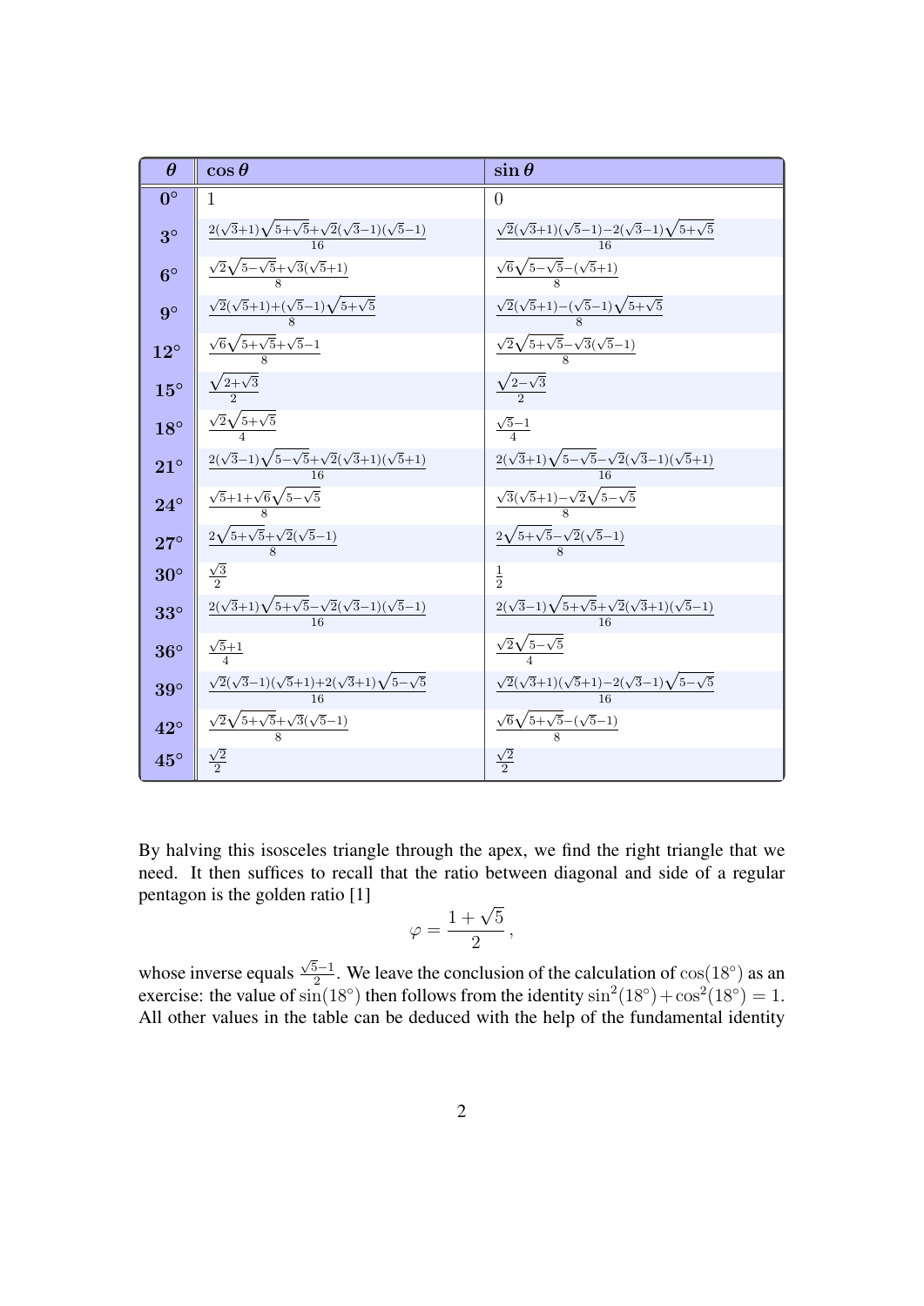| $\theta$ | $\cos\theta$ | $\sin\theta$ |
|---|---|---|
| $0°$ | $1$ | $0$ |
| $3°$ | $\frac{2(\sqrt{3}+1)\sqrt{5+\sqrt{5}}+\sqrt{2}(\sqrt{3}-1)(\sqrt{5}-1)}{16}$ | $\frac{\sqrt{2}(\sqrt{3}+1)(\sqrt{5}-1)-2(\sqrt{3}-1)\sqrt{5+\sqrt{5}}}{16}$ |
| $6°$ | $\frac{\sqrt{2}\sqrt{5-\sqrt{5}}+\sqrt{3}(\sqrt{5}+1)}{8}$ | $\frac{\sqrt{6}\sqrt{5-\sqrt{5}}-(\sqrt{5}+1)}{8}$ |
| $9°$ | $\frac{\sqrt{2}(\sqrt{5}+1)+(\sqrt{5}-1)\sqrt{5+\sqrt{5}}}{8}$ | $\frac{\sqrt{2}(\sqrt{5}+1)-(\sqrt{5}-1)\sqrt{5+\sqrt{5}}}{8}$ |
| $12°$ | $\frac{\sqrt{6}\sqrt{5+\sqrt{5}}+\sqrt{5}-1}{8}$ | $\frac{\sqrt{2}\sqrt{5+\sqrt{5}}-\sqrt{3}(\sqrt{5}-1)}{8}$ |
| $15°$ | $\frac{\sqrt{2+\sqrt{3}}}{2}$ | $\frac{\sqrt{2-\sqrt{3}}}{2}$ |
| $18°$ | $\frac{\sqrt{2}\sqrt{5+\sqrt{5}}}{4}$ | $\frac{\sqrt{5}-1}{4}$ |
| $21°$ | $\frac{2(\sqrt{3}-1)\sqrt{5-\sqrt{5}}+\sqrt{2}(\sqrt{3}+1)(\sqrt{5}+1)}{16}$ | $\frac{2(\sqrt{3}+1)\sqrt{5-\sqrt{5}}-\sqrt{2}(\sqrt{3}-1)(\sqrt{5}+1)}{16}$ |
| $24°$ | $\frac{\sqrt{5}+1+\sqrt{6}\sqrt{5-\sqrt{5}}}{8}$ | $\frac{\sqrt{3}(\sqrt{5}+1)-\sqrt{2}\sqrt{5-\sqrt{5}}}{8}$ |
| $27°$ | $\frac{2\sqrt{5+\sqrt{5}}+\sqrt{2}(\sqrt{5}-1)}{8}$ | $\frac{2\sqrt{5+\sqrt{5}}-\sqrt{2}(\sqrt{5}-1)}{8}$ |
| $30°$ | $\frac{\sqrt{3}}{2}$ | $\frac{1}{2}$ |
| $33°$ | $\frac{2(\sqrt{3}+1)\sqrt{5-\sqrt{5}}-\sqrt{2}(\sqrt{3}-1)(\sqrt{5}-1)}{16}$ | $\frac{2(\sqrt{3}-1)\sqrt{5+\sqrt{5}}+\sqrt{2}(\sqrt{3}+1)(\sqrt{5}-1)}{16}$ |
| $36°$ | $\frac{\sqrt{5}+1}{4}$ | $\frac{\sqrt{2}\sqrt{5-\sqrt{5}}}{4}$ |
| $39°$ | $\frac{\sqrt{2}(\sqrt{3}-1)(\sqrt{5}+1)+2(\sqrt{3}+1)\sqrt{5-\sqrt{5}}}{16}$ | $\frac{\sqrt{2}(\sqrt{3}+1)(\sqrt{5}+1)-2(\sqrt{3}-1)\sqrt{5-\sqrt{5}}}{16}$ |
| $42°$ | $\frac{\sqrt{2}\sqrt{5+\sqrt{5}}+\sqrt{3}(\sqrt{5}-1)}{8}$ | $\frac{\sqrt{6}\sqrt{5+\sqrt{5}}-(\sqrt{5}-1)}{8}$ |
| $45°$ | $\frac{\sqrt{2}}{2}$ | $\frac{\sqrt{2}}{2}$ |

By halving this isosceles triangle through the apex, we find the right triangle that we need. It then suffices to recall that the ratio between diagonal and side of a regular pentagon is the golden ratio [1]

$$\varphi = \frac{1+\sqrt{5}}{2},$$

whose inverse equals $\frac{\sqrt{5}-1}{2}$. We leave the conclusion of the calculation of $\cos(18°)$ as an exercise: the value of $\sin(18°)$ then follows from the identity $\sin^2(18°)+\cos^2(18°) = 1$. All other values in the table can be deduced with the help of the fundamental identity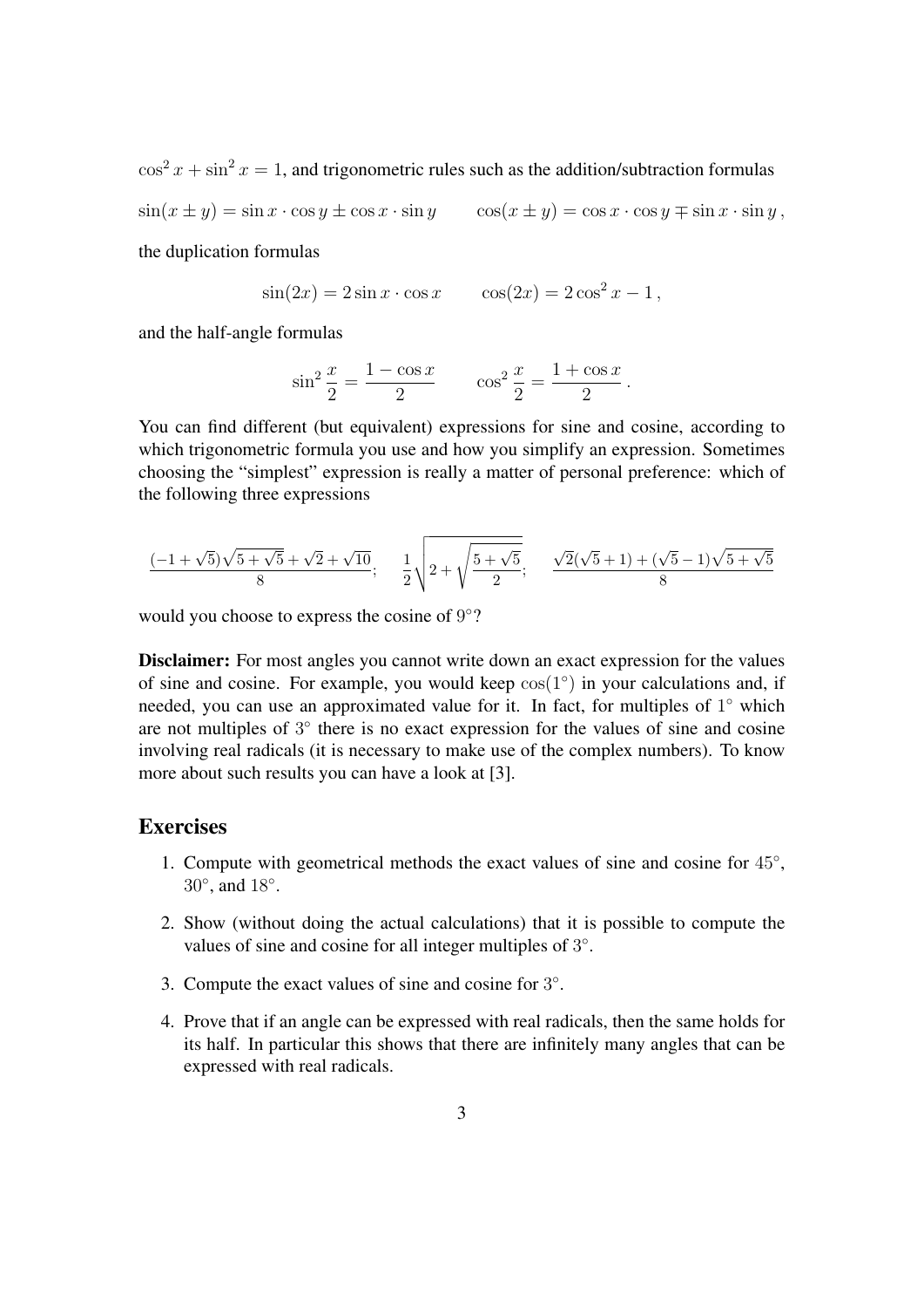$\cos^2 x + \sin^2 x = 1$, and trigonometric rules such as the addition/subtraction formulas

$$\sin(x \pm y) = \sin x \cdot \cos y \pm \cos x \cdot \sin y \qquad \cos(x \pm y) = \cos x \cdot \cos y \mp \sin x \cdot \sin y\,,$$

the duplication formulas

$$\sin(2x) = 2 \sin x \cdot \cos x \qquad \cos(2x) = 2\cos^2 x - 1\,,$$

and the half-angle formulas

$$\sin^2 \frac{x}{2} = \frac{1 - \cos x}{2} \qquad \cos^2 \frac{x}{2} = \frac{1 + \cos x}{2}\,.$$

You can find different (but equivalent) expressions for sine and cosine, according to which trigonometric formula you use and how you simplify an expression. Sometimes choosing the "simplest" expression is really a matter of personal preference: which of the following three expressions

$$\frac{(-1+\sqrt{5})\sqrt{5+\sqrt{5}}+\sqrt{2}+\sqrt{10}}{8}; \quad \frac{1}{2}\sqrt{2+\sqrt{\frac{5+\sqrt{5}}{2}}}; \quad \frac{\sqrt{2}(\sqrt{5}+1)+(\sqrt{5}-1)\sqrt{5+\sqrt{5}}}{8}$$

would you choose to express the cosine of $9^\circ$?

**Disclaimer:** For most angles you cannot write down an exact expression for the values of sine and cosine. For example, you would keep $\cos(1^\circ)$ in your calculations and, if needed, you can use an approximated value for it. In fact, for multiples of $1^\circ$ which are not multiples of $3^\circ$ there is no exact expression for the values of sine and cosine involving real radicals (it is necessary to make use of the complex numbers). To know more about such results you can have a look at [3].

## Exercises

1. Compute with geometrical methods the exact values of sine and cosine for $45^\circ$, $30^\circ$, and $18^\circ$.
2. Show (without doing the actual calculations) that it is possible to compute the values of sine and cosine for all integer multiples of $3^\circ$.
3. Compute the exact values of sine and cosine for $3^\circ$.
4. Prove that if an angle can be expressed with real radicals, then the same holds for its half. In particular this shows that there are infinitely many angles that can be expressed with real radicals.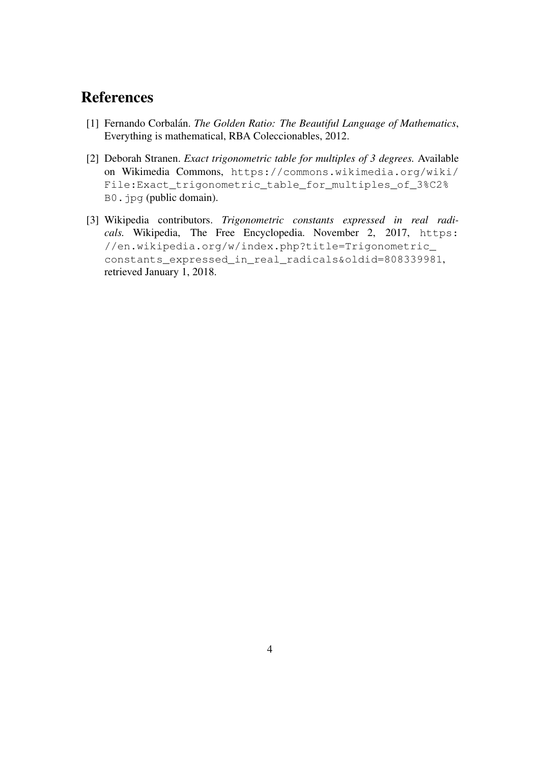## References

[1] Fernando Corbalán. *The Golden Ratio: The Beautiful Language of Mathematics*, Everything is mathematical, RBA Coleccionables, 2012.

[2] Deborah Stranen. *Exact trigonometric table for multiples of 3 degrees.* Available on Wikimedia Commons, `https://commons.wikimedia.org/wiki/File:Exact_trigonometric_table_for_multiples_of_3%C2%B0.jpg` (public domain).

[3] Wikipedia contributors. *Trigonometric constants expressed in real radicals.* Wikipedia, The Free Encyclopedia. November 2, 2017, `https://en.wikipedia.org/w/index.php?title=Trigonometric_constants_expressed_in_real_radicals&oldid=808339981`, retrieved January 1, 2018.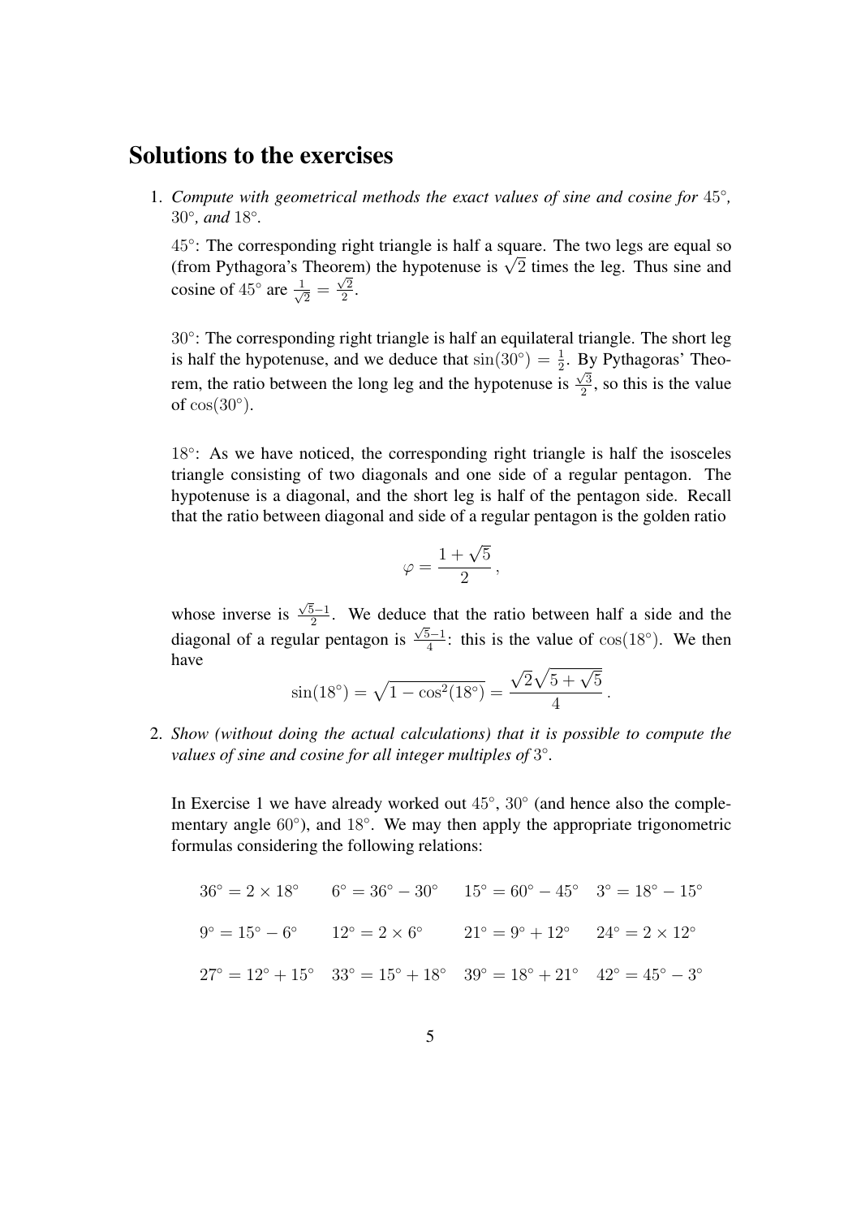## Solutions to the exercises

1. *Compute with geometrical methods the exact values of sine and cosine for* $45^\circ$*,* $30^\circ$*, and* $18^\circ$*.*

   $45^\circ$: The corresponding right triangle is half a square. The two legs are equal so (from Pythagora's Theorem) the hypotenuse is $\sqrt{2}$ times the leg. Thus sine and cosine of $45^\circ$ are $\frac{1}{\sqrt{2}} = \frac{\sqrt{2}}{2}$.

   $30^\circ$: The corresponding right triangle is half an equilateral triangle. The short leg is half the hypotenuse, and we deduce that $\sin(30^\circ) = \frac{1}{2}$. By Pythagoras' Theorem, the ratio between the long leg and the hypotenuse is $\frac{\sqrt{3}}{2}$, so this is the value of $\cos(30^\circ)$.

   $18^\circ$: As we have noticed, the corresponding right triangle is half the isosceles triangle consisting of two diagonals and one side of a regular pentagon. The hypotenuse is a diagonal, and the short leg is half of the pentagon side. Recall that the ratio between diagonal and side of a regular pentagon is the golden ratio

   $$\varphi = \frac{1+\sqrt{5}}{2}\,,$$

   whose inverse is $\frac{\sqrt{5}-1}{2}$. We deduce that the ratio between half a side and the diagonal of a regular pentagon is $\frac{\sqrt{5}-1}{4}$: this is the value of $\cos(18^\circ)$. We then have

   $$\sin(18^\circ) = \sqrt{1-\cos^2(18^\circ)} = \frac{\sqrt{2}\sqrt{5+\sqrt{5}}}{4}\,.$$

2. *Show (without doing the actual calculations) that it is possible to compute the values of sine and cosine for all integer multiples of* $3^\circ$*.*

   In Exercise 1 we have already worked out $45^\circ$, $30^\circ$ (and hence also the complementary angle $60^\circ$), and $18^\circ$. We may then apply the appropriate trigonometric formulas considering the following relations:

   $36^\circ = 2 \times 18^\circ$ $\quad$ $6^\circ = 36^\circ - 30^\circ$ $\quad$ $15^\circ = 60^\circ - 45^\circ$ $\quad$ $3^\circ = 18^\circ - 15^\circ$

   $9^\circ = 15^\circ - 6^\circ$ $\quad$ $12^\circ = 2 \times 6^\circ$ $\quad$ $21^\circ = 9^\circ + 12^\circ$ $\quad$ $24^\circ = 2 \times 12^\circ$

   $27^\circ = 12^\circ + 15^\circ$ $\quad$ $33^\circ = 15^\circ + 18^\circ$ $\quad$ $39^\circ = 18^\circ + 21^\circ$ $\quad$ $42^\circ = 45^\circ - 3^\circ$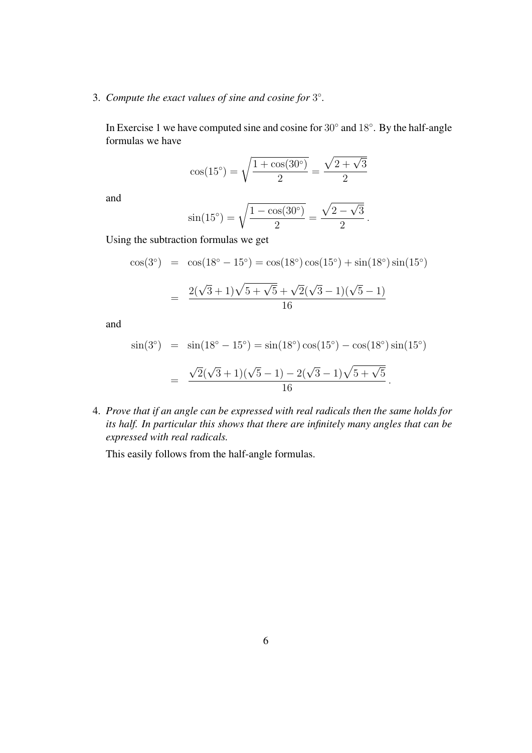3. *Compute the exact values of sine and cosine for* $3^\circ$.

   In Exercise 1 we have computed sine and cosine for $30^\circ$ and $18^\circ$. By the half-angle formulas we have

   $$\cos(15^\circ) = \sqrt{\frac{1+\cos(30^\circ)}{2}} = \frac{\sqrt{2+\sqrt{3}}}{2}$$

   and

   $$\sin(15^\circ) = \sqrt{\frac{1-\cos(30^\circ)}{2}} = \frac{\sqrt{2-\sqrt{3}}}{2}\,.$$

   Using the subtraction formulas we get

   $$\begin{aligned}\cos(3^\circ) &= \cos(18^\circ - 15^\circ) = \cos(18^\circ)\cos(15^\circ) + \sin(18^\circ)\sin(15^\circ) \\ &= \frac{2(\sqrt{3}+1)\sqrt{5+\sqrt{5}} + \sqrt{2}(\sqrt{3}-1)(\sqrt{5}-1)}{16}\end{aligned}$$

   and

   $$\begin{aligned}\sin(3^\circ) &= \sin(18^\circ - 15^\circ) = \sin(18^\circ)\cos(15^\circ) - \cos(18^\circ)\sin(15^\circ) \\ &= \frac{\sqrt{2}(\sqrt{3}+1)(\sqrt{5}-1) - 2(\sqrt{3}-1)\sqrt{5+\sqrt{5}}}{16}\,.\end{aligned}$$

4. *Prove that if an angle can be expressed with real radicals then the same holds for its half. In particular this shows that there are infinitely many angles that can be expressed with real radicals.*

   This easily follows from the half-angle formulas.